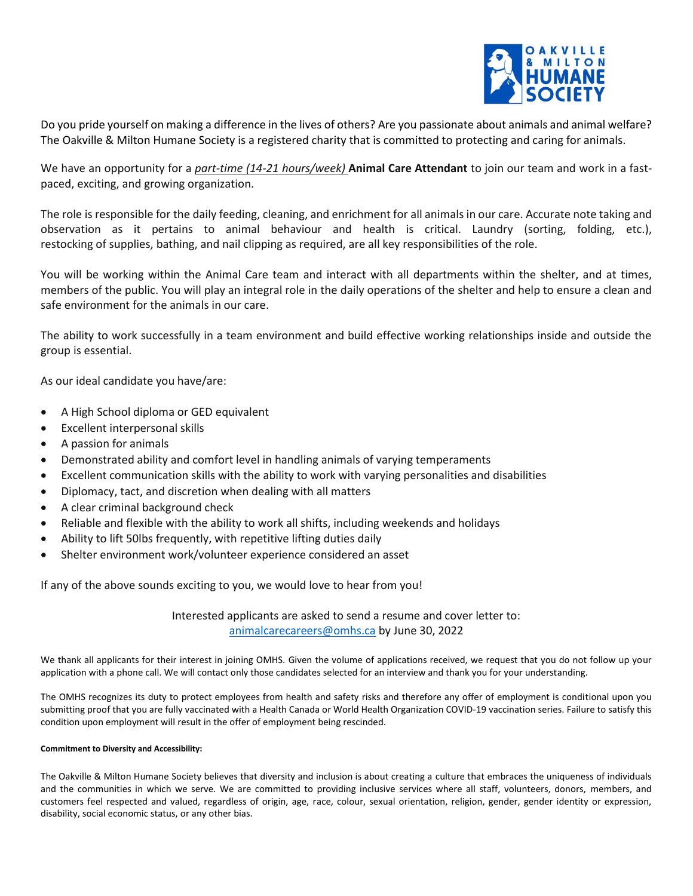Do you pride yourself on making a difference in the lives of others? Are you passionate about animals and animal welfare? The Oakville & Milton Humane Society is a registered charity that is committed to protecting and caring for animals.

We have an opportunity for a *part-time (14-21 hours/week)* **Animal Care Attendant** to join our team and work in a fast-paced, exciting, and growing organization.

The role is responsible for the daily feeding, cleaning, and enrichment for all animals in our care. Accurate note taking and observation as it pertains to animal behaviour and health is critical. Laundry (sorting, folding, etc.), restocking of supplies, bathing, and nail clipping as required, are all key responsibilities of the role.

You will be working within the Animal Care team and interact with all departments within the shelter, and at times, members of the public. You will play an integral role in the daily operations of the shelter and help to ensure a clean and safe environment for the animals in our care.

The ability to work successfully in a team environment and build effective working relationships inside and outside the group is essential.

As our ideal candidate you have/are:

- A High School diploma or GED equivalent
- Excellent interpersonal skills
- A passion for animals
- Demonstrated ability and comfort level in handling animals of varying temperaments
- Excellent communication skills with the ability to work with varying personalities and disabilities
- Diplomacy, tact, and discretion when dealing with all matters
- A clear criminal background check
- Reliable and flexible with the ability to work all shifts, including weekends and holidays
- Ability to lift 50lbs frequently, with repetitive lifting duties daily
- Shelter environment work/volunteer experience considered an asset

If any of the above sounds exciting to you, we would love to hear from you!

Interested applicants are asked to send a resume and cover letter to:
animalcarecareers@omhs.ca by June 30, 2022

We thank all applicants for their interest in joining OMHS. Given the volume of applications received, we request that you do not follow up your application with a phone call. We will contact only those candidates selected for an interview and thank you for your understanding.

The OMHS recognizes its duty to protect employees from health and safety risks and therefore any offer of employment is conditional upon you submitting proof that you are fully vaccinated with a Health Canada or World Health Organization COVID-19 vaccination series. Failure to satisfy this condition upon employment will result in the offer of employment being rescinded.

**Commitment to Diversity and Accessibility:**

The Oakville & Milton Humane Society believes that diversity and inclusion is about creating a culture that embraces the uniqueness of individuals and the communities in which we serve. We are committed to providing inclusive services where all staff, volunteers, donors, members, and customers feel respected and valued, regardless of origin, age, race, colour, sexual orientation, religion, gender, gender identity or expression, disability, social economic status, or any other bias.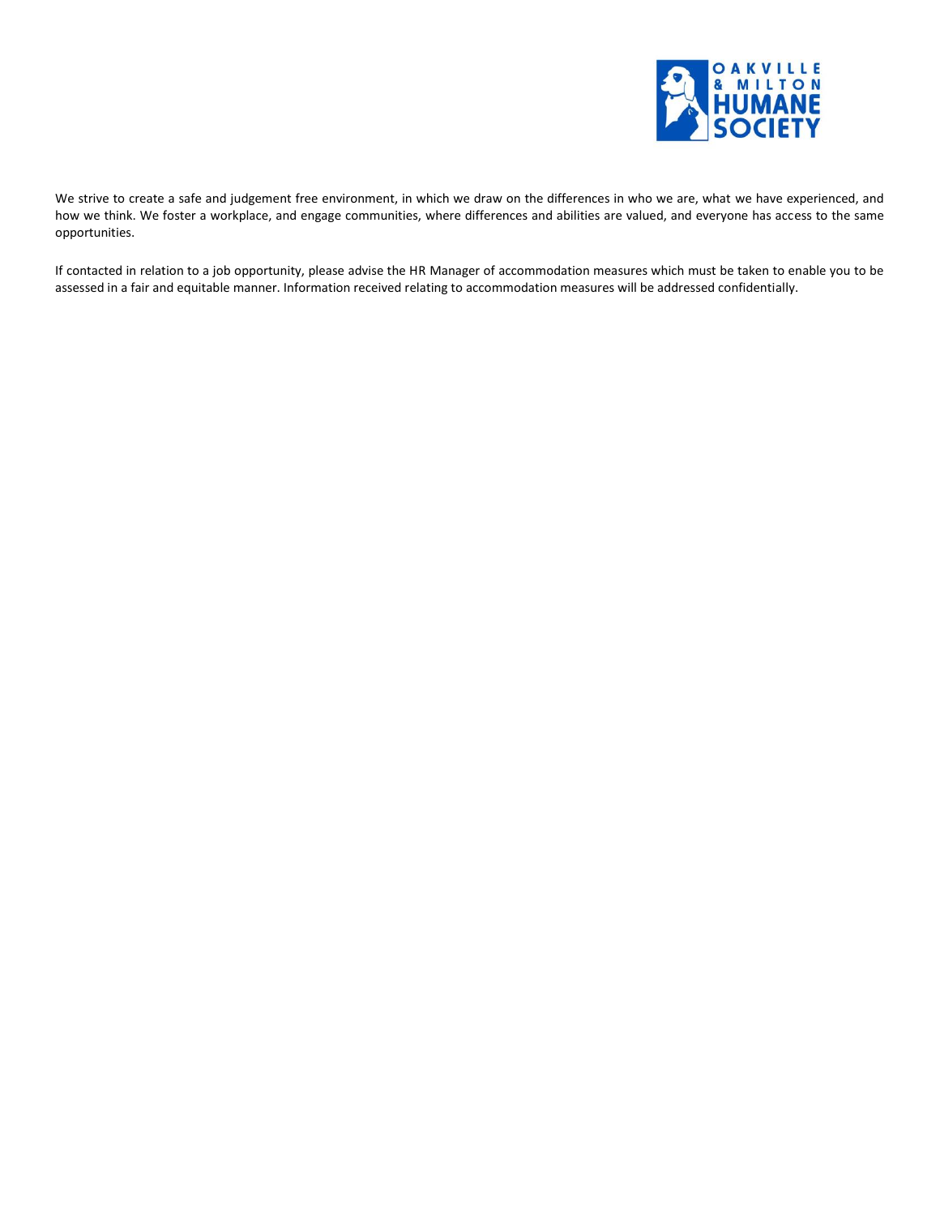We strive to create a safe and judgement free environment, in which we draw on the differences in who we are, what we have experienced, and how we think. We foster a workplace, and engage communities, where differences and abilities are valued, and everyone has access to the same opportunities.

If contacted in relation to a job opportunity, please advise the HR Manager of accommodation measures which must be taken to enable you to be assessed in a fair and equitable manner. Information received relating to accommodation measures will be addressed confidentially.